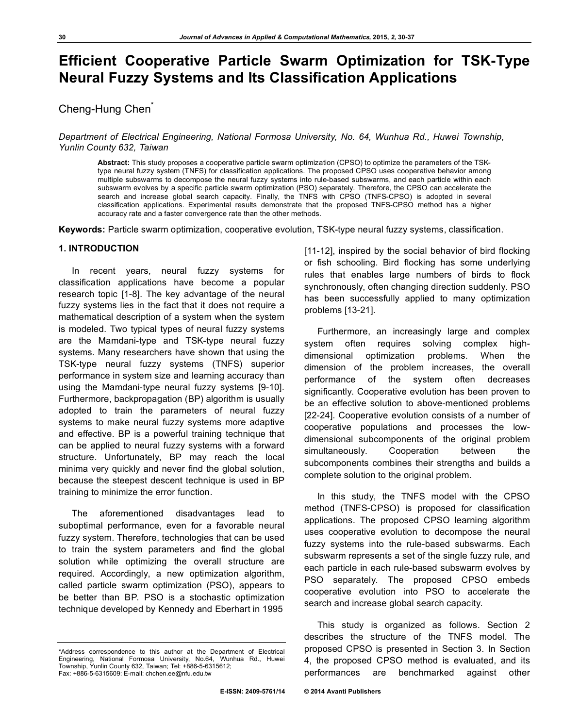# Efficient Cooperative Particle Swarm Optimization for TSK-Type Neural Fuzzy Systems and Its Classification Applications

Cheng-Hung Chen*

*Department of Electrical Engineering, National Formosa University, No. 64, Wunhua Rd., Huwei Township, Yunlin County 632, Taiwan*

**Abstract:** This study proposes a cooperative particle swarm optimization (CPSO) to optimize the parameters of the TSK-type neural fuzzy system (TNFS) for classification applications. The proposed CPSO uses cooperative behavior among multiple subswarms to decompose the neural fuzzy systems into rule-based subswarms, and each particle within each subswarm evolves by a specific particle swarm optimization (PSO) separately. Therefore, the CPSO can accelerate the search and increase global search capacity. Finally, the TNFS with CPSO (TNFS-CPSO) is adopted in several classification applications. Experimental results demonstrate that the proposed TNFS-CPSO method has a higher accuracy rate and a faster convergence rate than the other methods.

**Keywords:** Particle swarm optimization, cooperative evolution, TSK-type neural fuzzy systems, classification.

## 1. INTRODUCTION

In recent years, neural fuzzy systems for classification applications have become a popular research topic [1-8]. The key advantage of the neural fuzzy systems lies in the fact that it does not require a mathematical description of a system when the system is modeled. Two typical types of neural fuzzy systems are the Mamdani-type and TSK-type neural fuzzy systems. Many researchers have shown that using the TSK-type neural fuzzy systems (TNFS) superior performance in system size and learning accuracy than using the Mamdani-type neural fuzzy systems [9-10]. Furthermore, backpropagation (BP) algorithm is usually adopted to train the parameters of neural fuzzy systems to make neural fuzzy systems more adaptive and effective. BP is a powerful training technique that can be applied to neural fuzzy systems with a forward structure. Unfortunately, BP may reach the local minima very quickly and never find the global solution, because the steepest descent technique is used in BP training to minimize the error function.

The aforementioned disadvantages lead to suboptimal performance, even for a favorable neural fuzzy system. Therefore, technologies that can be used to train the system parameters and find the global solution while optimizing the overall structure are required. Accordingly, a new optimization algorithm, called particle swarm optimization (PSO), appears to be better than BP. PSO is a stochastic optimization technique developed by Kennedy and Eberhart in 1995 [11-12], inspired by the social behavior of bird flocking or fish schooling. Bird flocking has some underlying rules that enables large numbers of birds to flock synchronously, often changing direction suddenly. PSO has been successfully applied to many optimization problems [13-21].

Furthermore, an increasingly large and complex system often requires solving complex high-dimensional optimization problems. When the dimension of the problem increases, the overall performance of the system often decreases significantly. Cooperative evolution has been proven to be an effective solution to above-mentioned problems [22-24]. Cooperative evolution consists of a number of cooperative populations and processes the low-dimensional subcomponents of the original problem simultaneously. Cooperation between the subcomponents combines their strengths and builds a complete solution to the original problem.

In this study, the TNFS model with the CPSO method (TNFS-CPSO) is proposed for classification applications. The proposed CPSO learning algorithm uses cooperative evolution to decompose the neural fuzzy systems into the rule-based subswarms. Each subswarm represents a set of the single fuzzy rule, and each particle in each rule-based subswarm evolves by PSO separately. The proposed CPSO embeds cooperative evolution into PSO to accelerate the search and increase global search capacity.

This study is organized as follows. Section 2 describes the structure of the TNFS model. The proposed CPSO is presented in Section 3. In Section 4, the proposed CPSO method is evaluated, and its performances are benchmarked against other

*Address correspondence to this author at the Department of Electrical Engineering, National Formosa University, No.64, Wunhua Rd., Huwei Township, Yunlin County 632, Taiwan; Tel: +886-5-6315612; Fax: +886-5-6315609: E-mail: chchen.ee@nfu.edu.tw

E-ISSN: 2409-5761/14 © 2014 Avanti Publishers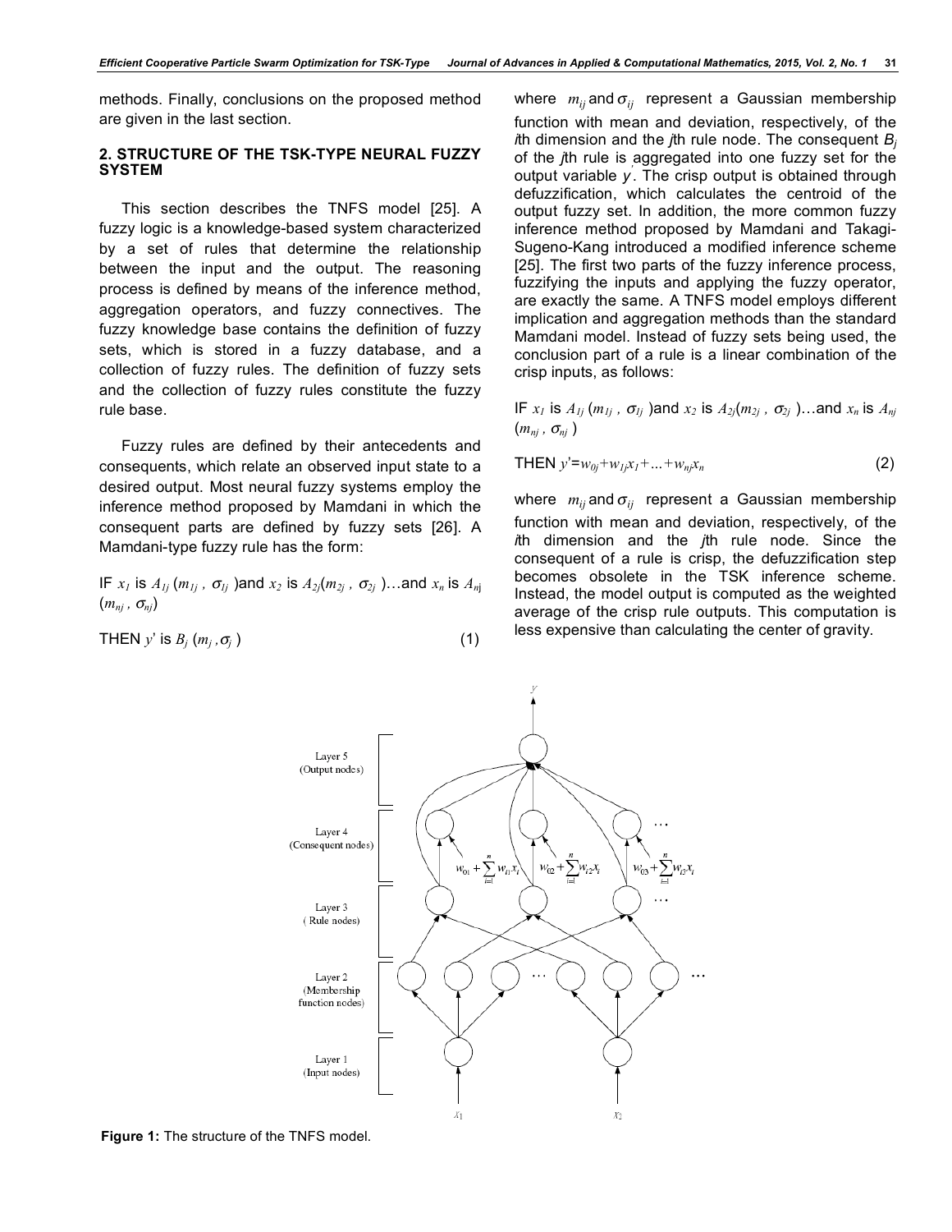methods. Finally, conclusions on the proposed method are given in the last section.

## 2. STRUCTURE OF THE TSK-TYPE NEURAL FUZZY SYSTEM

This section describes the TNFS model [25]. A fuzzy logic is a knowledge-based system characterized by a set of rules that determine the relationship between the input and the output. The reasoning process is defined by means of the inference method, aggregation operators, and fuzzy connectives. The fuzzy knowledge base contains the definition of fuzzy sets, which is stored in a fuzzy database, and a collection of fuzzy rules. The definition of fuzzy sets and the collection of fuzzy rules constitute the fuzzy rule base.

Fuzzy rules are defined by their antecedents and consequents, which relate an observed input state to a desired output. Most neural fuzzy systems employ the inference method proposed by Mamdani in which the consequent parts are defined by fuzzy sets [26]. A Mamdani-type fuzzy rule has the form:

IF $x_1$ is $A_{1j}$ $(m_{1j}, \sigma_{1j})$ and $x_2$ is $A_{2j}(m_{2j}, \sigma_{2j})$ …and $x_n$ is $A_{nj}$ $(m_{nj}, \sigma_{nj})$

$$\text{THEN } y' \text{ is } B_j\,(m_j, \sigma_j) \tag{1}$$

where $m_{ij}$ and $\sigma_{ij}$ represent a Gaussian membership function with mean and deviation, respectively, of the $i$th dimension and the $j$th rule node. The consequent $B_j$ of the $j$th rule is aggregated into one fuzzy set for the output variable $y'$. The crisp output is obtained through defuzzification, which calculates the centroid of the output fuzzy set. In addition, the more common fuzzy inference method proposed by Mamdani and Takagi-Sugeno-Kang introduced a modified inference scheme [25]. The first two parts of the fuzzy inference process, fuzzifying the inputs and applying the fuzzy operator, are exactly the same. A TNFS model employs different implication and aggregation methods than the standard Mamdani model. Instead of fuzzy sets being used, the conclusion part of a rule is a linear combination of the crisp inputs, as follows:

IF $x_1$ is $A_{1j}$ $(m_{1j}, \sigma_{1j})$ and $x_2$ is $A_{2j}(m_{2j}, \sigma_{2j})$ …and $x_n$ is $A_{nj}$ $(m_{nj}, \sigma_{nj})$

$$\text{THEN } y' = w_{0j} + w_{1j}x_1 + \ldots + w_{nj}x_n \tag{2}$$

where $m_{ij}$ and $\sigma_{ij}$ represent a Gaussian membership function with mean and deviation, respectively, of the $i$th dimension and the $j$th rule node. Since the consequent of a rule is crisp, the defuzzification step becomes obsolete in the TSK inference scheme. Instead, the model output is computed as the weighted average of the crisp rule outputs. This computation is less expensive than calculating the center of gravity.

**Figure 1:** The structure of the TNFS model.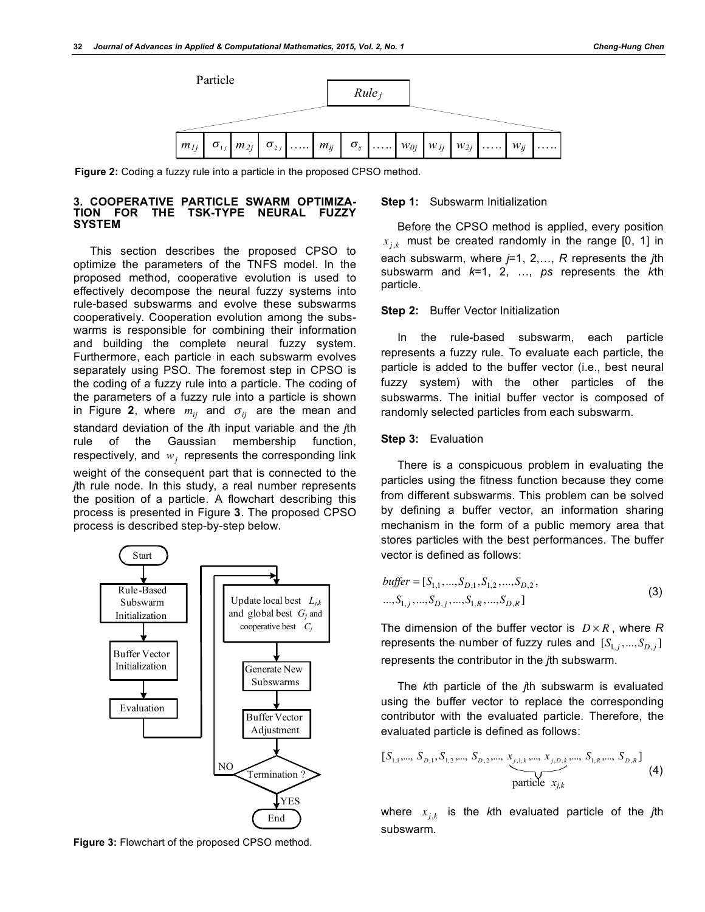Figure 2: Coding a fuzzy rule into a particle in the proposed CPSO method.

## 3. COOPERATIVE PARTICLE SWARM OPTIMIZATION FOR THE TSK-TYPE NEURAL FUZZY SYSTEM

This section describes the proposed CPSO to optimize the parameters of the TNFS model. In the proposed method, cooperative evolution is used to effectively decompose the neural fuzzy systems into rule-based subswarms and evolve these subswarms cooperatively. Cooperation evolution among the subswarms is responsible for combining their information and building the complete neural fuzzy system. Furthermore, each particle in each subswarm evolves separately using PSO. The foremost step in CPSO is the coding of a fuzzy rule into a particle. The coding of the parameters of a fuzzy rule into a particle is shown in Figure **2**, where $m_{ij}$ and $\sigma_{ij}$ are the mean and standard deviation of the *i*th input variable and the *j*th rule of the Gaussian membership function, respectively, and $w_j$ represents the corresponding link weight of the consequent part that is connected to the *j*th rule node. In this study, a real number represents the position of a particle. A flowchart describing this process is presented in Figure **3**. The proposed CPSO process is described step-by-step below.

Figure 3: Flowchart of the proposed CPSO method.

**Step 1:** Subswarm Initialization

Before the CPSO method is applied, every position $x_{j,k}$ must be created randomly in the range [0, 1] in each subswarm, where *j*=1, 2,…, *R* represents the *j*th subswarm and *k*=1, 2, …, *ps* represents the *k*th particle.

**Step 2:** Buffer Vector Initialization

In the rule-based subswarm, each particle represents a fuzzy rule. To evaluate each particle, the particle is added to the buffer vector (i.e., best neural fuzzy system) with the other particles of the subswarms. The initial buffer vector is composed of randomly selected particles from each subswarm.

**Step 3:** Evaluation

There is a conspicuous problem in evaluating the particles using the fitness function because they come from different subswarms. This problem can be solved by defining a buffer vector, an information sharing mechanism in the form of a public memory area that stores particles with the best performances. The buffer vector is defined as follows:

$$
\begin{aligned}
buffer = [&S_{1,1},...,S_{D,1},S_{1,2},...,S_{D,2}, \\
&...,S_{1,j},...,S_{D,j},...,S_{1,R},...,S_{D,R}]
\end{aligned}
\tag{3}
$$

The dimension of the buffer vector is $D \times R$, where *R* represents the number of fuzzy rules and $[S_{1,j},...,S_{D,j}]$ represents the contributor in the *j*th subswarm.

The *k*th particle of the *j*th subswarm is evaluated using the buffer vector to replace the corresponding contributor with the evaluated particle. Therefore, the evaluated particle is defined as follows:

$$
[S_{1,1},..., S_{D,1}, S_{1,2},..., S_{D,2},..., \underbrace{x_{j,1,k},..., x_{j,D,k}}_{\text{particle } x_{j,k}},..., S_{1,R},..., S_{D,R}]
\tag{4}
$$

where $x_{j,k}$ is the *k*th evaluated particle of the *j*th subswarm.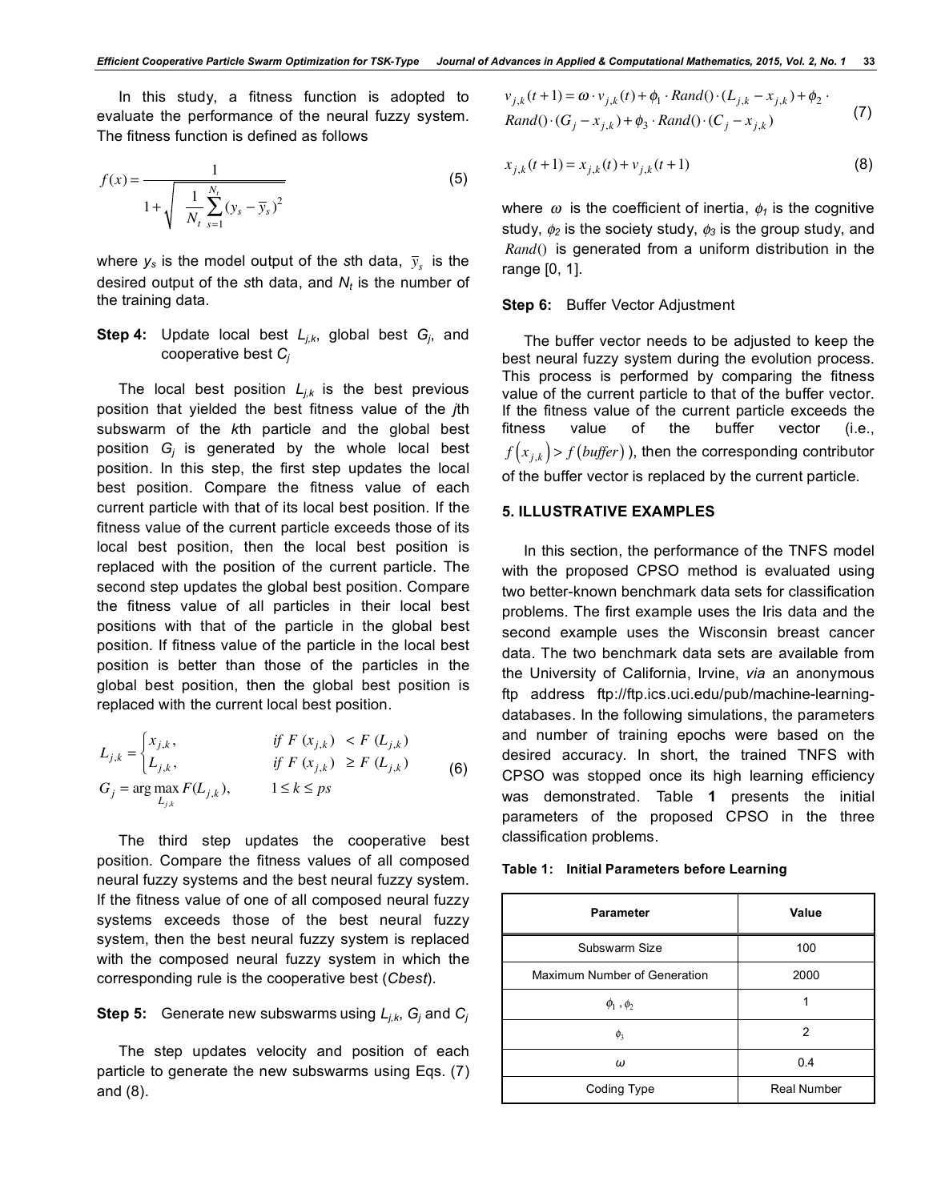In this study, a fitness function is adopted to evaluate the performance of the neural fuzzy system. The fitness function is defined as follows

$$f(x) = \frac{1}{1 + \sqrt{\frac{1}{N_t} \sum_{s=1}^{N_t} (y_s - \overline{y}_s)^2}} \tag{5}$$

where $y_s$ is the model output of the $s$th data, $\overline{y}_s$ is the desired output of the $s$th data, and $N_t$ is the number of the training data.

**Step 4:** Update local best $L_{j,k}$, global best $G_j$, and cooperative best $C_j$

The local best position $L_{j,k}$ is the best previous position that yielded the best fitness value of the $j$th subswarm of the $k$th particle and the global best position $G_j$ is generated by the whole local best position. In this step, the first step updates the local best position. Compare the fitness value of each current particle with that of its local best position. If the fitness value of the current particle exceeds those of its local best position, then the local best position is replaced with the position of the current particle. The second step updates the global best position. Compare the fitness value of all particles in their local best positions with that of the particle in the global best position. If fitness value of the particle in the local best position is better than those of the particles in the global best position, then the global best position is replaced with the current local best position.

$$L_{j,k} = \begin{cases} x_{j,k}, & \text{if } F(x_{j,k}) < F(L_{j,k}) \\ L_{j,k}, & \text{if } F(x_{j,k}) \geq F(L_{j,k}) \end{cases}$$
$$G_j = \arg\max_{L_{j,k}} F(L_{j,k}), \qquad 1 \leq k \leq ps \tag{6}$$

The third step updates the cooperative best position. Compare the fitness values of all composed neural fuzzy systems and the best neural fuzzy system. If the fitness value of one of all composed neural fuzzy systems exceeds those of the best neural fuzzy system, then the best neural fuzzy system is replaced with the composed neural fuzzy system in which the corresponding rule is the cooperative best (*Cbest*).

**Step 5:** Generate new subswarms using $L_{j,k}$, $G_j$ and $C_j$

The step updates velocity and position of each particle to generate the new subswarms using Eqs. (7) and (8).

$$v_{j,k}(t+1) = \omega \cdot v_{j,k}(t) + \phi_1 \cdot Rand() \cdot (L_{j,k} - x_{j,k}) + \phi_2 \cdot Rand() \cdot (G_j - x_{j,k}) + \phi_3 \cdot Rand() \cdot (C_j - x_{j,k}) \tag{7}$$

$$x_{j,k}(t+1) = x_{j,k}(t) + v_{j,k}(t+1) \tag{8}$$

where $\omega$ is the coefficient of inertia, $\phi_1$ is the cognitive study, $\phi_2$ is the society study, $\phi_3$ is the group study, and $Rand()$ is generated from a uniform distribution in the range [0, 1].

**Step 6:** Buffer Vector Adjustment

The buffer vector needs to be adjusted to keep the best neural fuzzy system during the evolution process. This process is performed by comparing the fitness value of the current particle to that of the buffer vector. If the fitness value of the current particle exceeds the fitness value of the buffer vector (i.e., $f(x_{j,k}) > f(buffer)$), then the corresponding contributor of the buffer vector is replaced by the current particle.

## 5. ILLUSTRATIVE EXAMPLES

In this section, the performance of the TNFS model with the proposed CPSO method is evaluated using two better-known benchmark data sets for classification problems. The first example uses the Iris data and the second example uses the Wisconsin breast cancer data. The two benchmark data sets are available from the University of California, Irvine, *via* an anonymous ftp address ftp://ftp.ics.uci.edu/pub/machine-learning-databases. In the following simulations, the parameters and number of training epochs were based on the desired accuracy. In short, the trained TNFS with CPSO was stopped once its high learning efficiency was demonstrated. Table **1** presents the initial parameters of the proposed CPSO in the three classification problems.

**Table 1: Initial Parameters before Learning**

| Parameter | Value |
|---|---|
| Subswarm Size | 100 |
| Maximum Number of Generation | 2000 |
| $\phi_1$ , $\phi_2$ | 1 |
| $\phi_3$ | 2 |
| $\omega$ | 0.4 |
| Coding Type | Real Number |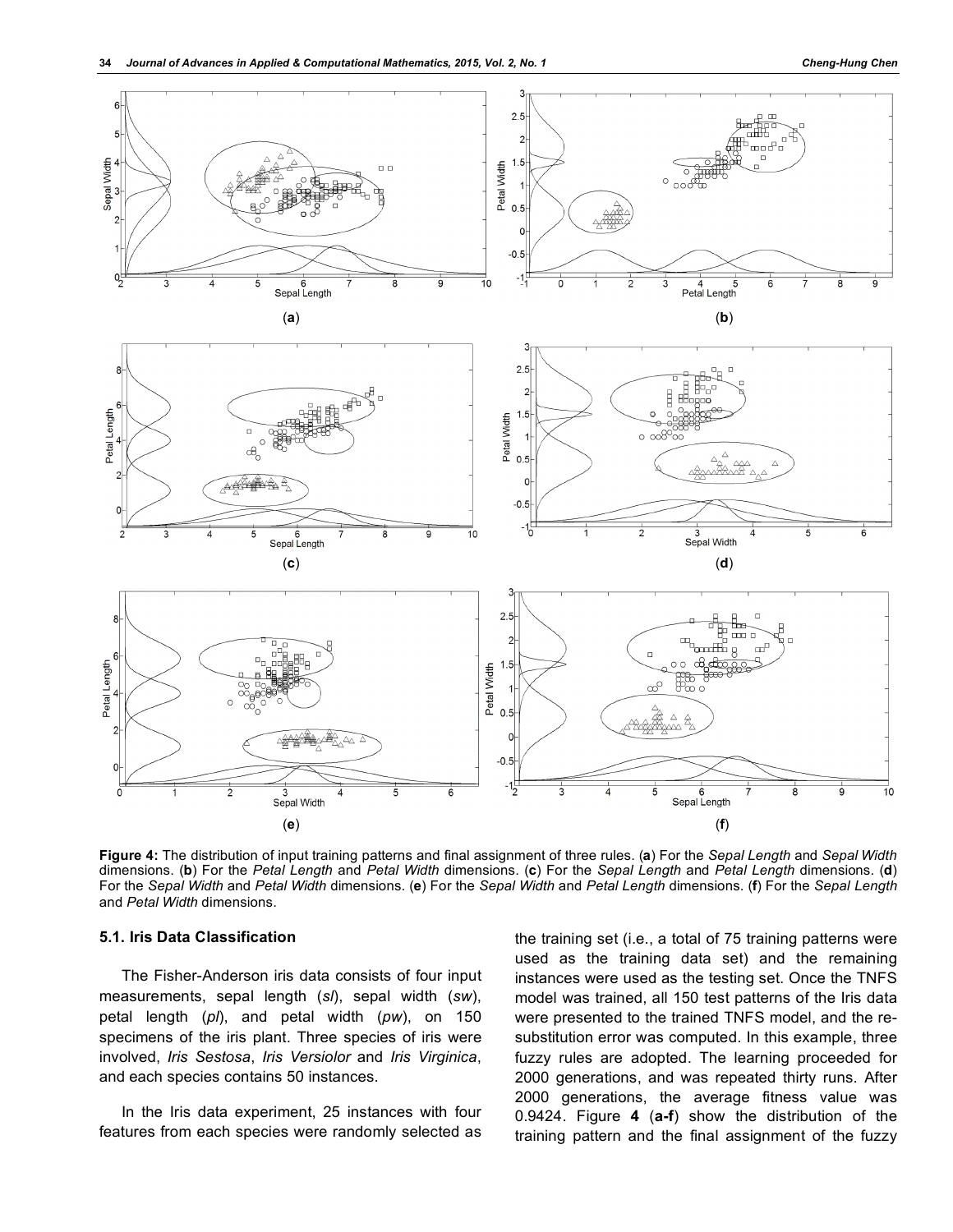**Figure 4:** The distribution of input training patterns and final assignment of three rules. (**a**) For the *Sepal Length* and *Sepal Width* dimensions. (**b**) For the *Petal Length* and *Petal Width* dimensions. (**c**) For the *Sepal Length* and *Petal Length* dimensions. (**d**) For the *Sepal Width* and *Petal Width* dimensions. (**e**) For the *Sepal Width* and *Petal Length* dimensions. (**f**) For the *Sepal Length* and *Petal Width* dimensions.

### 5.1. Iris Data Classification

The Fisher-Anderson iris data consists of four input measurements, sepal length (*sl*), sepal width (*sw*), petal length (*pl*), and petal width (*pw*), on 150 specimens of the iris plant. Three species of iris were involved, *Iris Sestosa*, *Iris Versiolor* and *Iris Virginica*, and each species contains 50 instances.

In the Iris data experiment, 25 instances with four features from each species were randomly selected as the training set (i.e., a total of 75 training patterns were used as the training data set) and the remaining instances were used as the testing set. Once the TNFS model was trained, all 150 test patterns of the Iris data were presented to the trained TNFS model, and the re-substitution error was computed. In this example, three fuzzy rules are adopted. The learning proceeded for 2000 generations, and was repeated thirty runs. After 2000 generations, the average fitness value was 0.9424. Figure **4** (**a-f**) show the distribution of the training pattern and the final assignment of the fuzzy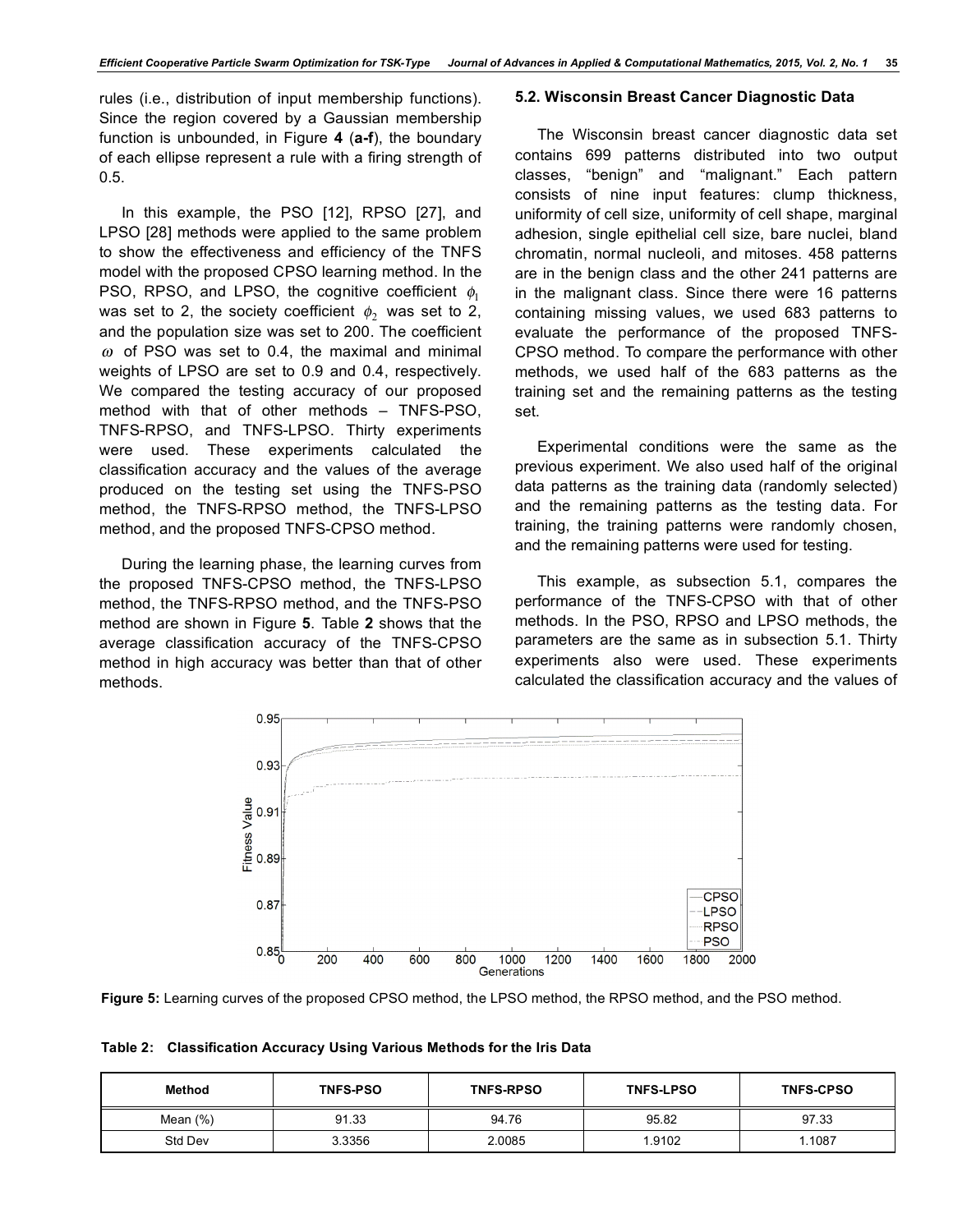rules (i.e., distribution of input membership functions). Since the region covered by a Gaussian membership function is unbounded, in Figure **4** (**a-f**), the boundary of each ellipse represent a rule with a firing strength of 0.5.

In this example, the PSO [12], RPSO [27], and LPSO [28] methods were applied to the same problem to show the effectiveness and efficiency of the TNFS model with the proposed CPSO learning method. In the PSO, RPSO, and LPSO, the cognitive coefficient $\phi_1$ was set to 2, the society coefficient $\phi_2$ was set to 2, and the population size was set to 200. The coefficient $\omega$ of PSO was set to 0.4, the maximal and minimal weights of LPSO are set to 0.9 and 0.4, respectively. We compared the testing accuracy of our proposed method with that of other methods – TNFS-PSO, TNFS-RPSO, and TNFS-LPSO. Thirty experiments were used. These experiments calculated the classification accuracy and the values of the average produced on the testing set using the TNFS-PSO method, the TNFS-RPSO method, the TNFS-LPSO method, and the proposed TNFS-CPSO method.

During the learning phase, the learning curves from the proposed TNFS-CPSO method, the TNFS-LPSO method, the TNFS-RPSO method, and the TNFS-PSO method are shown in Figure **5**. Table **2** shows that the average classification accuracy of the TNFS-CPSO method in high accuracy was better than that of other methods.

### 5.2. Wisconsin Breast Cancer Diagnostic Data

The Wisconsin breast cancer diagnostic data set contains 699 patterns distributed into two output classes, "benign" and "malignant." Each pattern consists of nine input features: clump thickness, uniformity of cell size, uniformity of cell shape, marginal adhesion, single epithelial cell size, bare nuclei, bland chromatin, normal nucleoli, and mitoses. 458 patterns are in the benign class and the other 241 patterns are in the malignant class. Since there were 16 patterns containing missing values, we used 683 patterns to evaluate the performance of the proposed TNFS-CPSO method. To compare the performance with other methods, we used half of the 683 patterns as the training set and the remaining patterns as the testing set.

Experimental conditions were the same as the previous experiment. We also used half of the original data patterns as the training data (randomly selected) and the remaining patterns as the testing data. For training, the training patterns were randomly chosen, and the remaining patterns were used for testing.

This example, as subsection 5.1, compares the performance of the TNFS-CPSO with that of other methods. In the PSO, RPSO and LPSO methods, the parameters are the same as in subsection 5.1. Thirty experiments also were used. These experiments calculated the classification accuracy and the values of

**Figure 5:** Learning curves of the proposed CPSO method, the LPSO method, the RPSO method, and the PSO method.

**Table 2: Classification Accuracy Using Various Methods for the Iris Data**

| Method | TNFS-PSO | TNFS-RPSO | TNFS-LPSO | TNFS-CPSO |
|---|---|---|---|---|
| Mean (%) | 91.33 | 94.76 | 95.82 | 97.33 |
| Std Dev | 3.3356 | 2.0085 | 1.9102 | 1.1087 |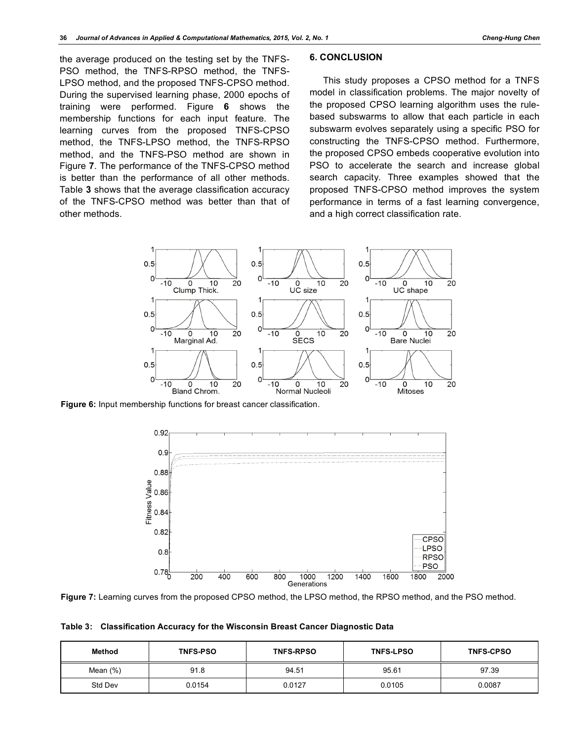the average produced on the testing set by the TNFS-PSO method, the TNFS-RPSO method, the TNFS-LPSO method, and the proposed TNFS-CPSO method. During the supervised learning phase, 2000 epochs of training were performed. Figure **6** shows the membership functions for each input feature. The learning curves from the proposed TNFS-CPSO method, the TNFS-LPSO method, the TNFS-RPSO method, and the TNFS-PSO method are shown in Figure **7**. The performance of the TNFS-CPSO method is better than the performance of all other methods. Table **3** shows that the average classification accuracy of the TNFS-CPSO method was better than that of other methods.

## 6. CONCLUSION

This study proposes a CPSO method for a TNFS model in classification problems. The major novelty of the proposed CPSO learning algorithm uses the rule-based subswarms to allow that each particle in each subswarm evolves separately using a specific PSO for constructing the TNFS-CPSO method. Furthermore, the proposed CPSO embeds cooperative evolution into PSO to accelerate the search and increase global search capacity. Three examples showed that the proposed TNFS-CPSO method improves the system performance in terms of a fast learning convergence, and a high correct classification rate.

**Figure 6:** Input membership functions for breast cancer classification.

**Figure 7:** Learning curves from the proposed CPSO method, the LPSO method, the RPSO method, and the PSO method.

**Table 3: Classification Accuracy for the Wisconsin Breast Cancer Diagnostic Data**

| Method | TNFS-PSO | TNFS-RPSO | TNFS-LPSO | TNFS-CPSO |
|---|---|---|---|---|
| Mean (%) | 91.8 | 94.51 | 95.61 | 97.39 |
| Std Dev | 0.0154 | 0.0127 | 0.0105 | 0.0087 |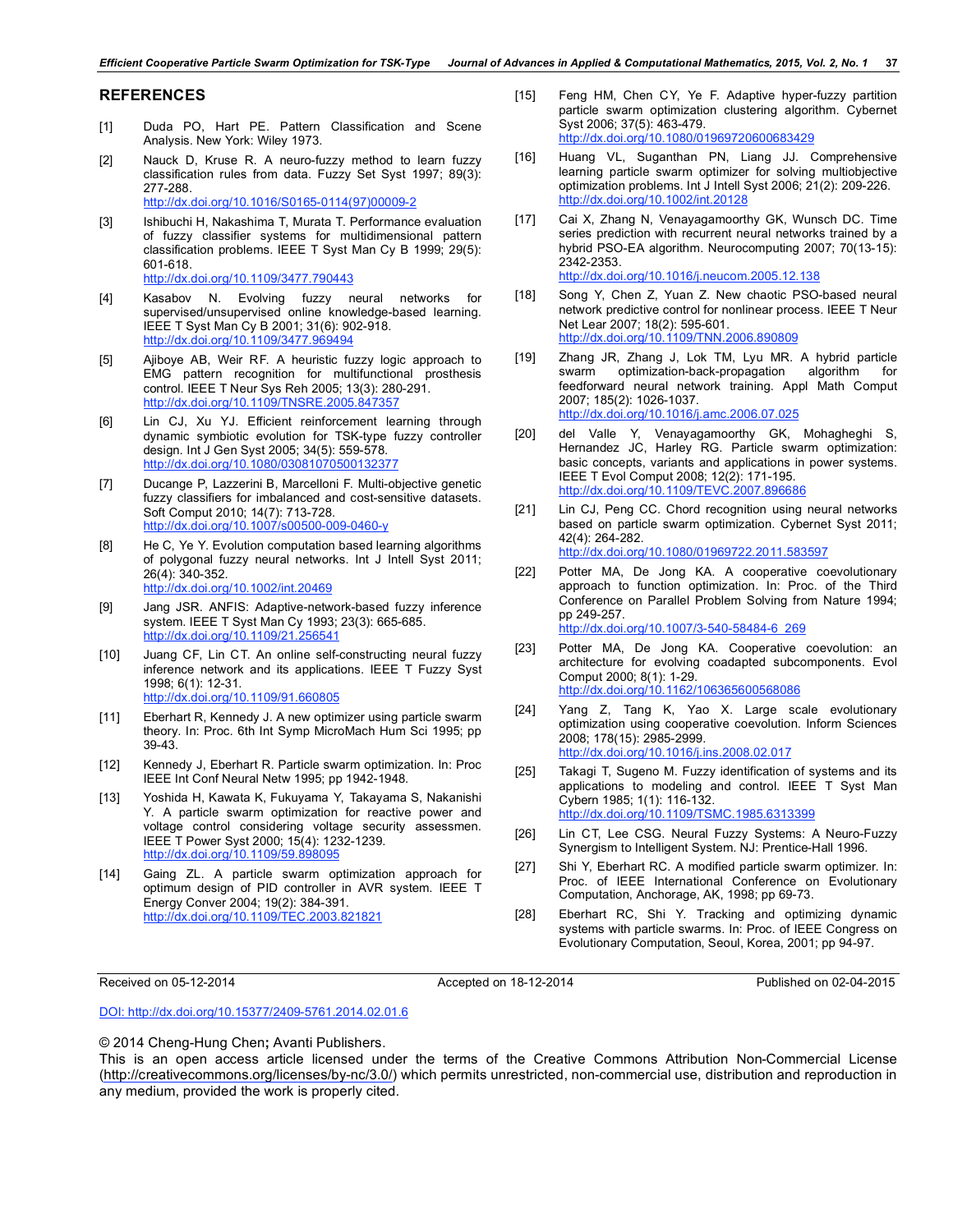## REFERENCES

[1] Duda PO, Hart PE. Pattern Classification and Scene Analysis. New York: Wiley 1973.

[2] Nauck D, Kruse R. A neuro-fuzzy method to learn fuzzy classification rules from data. Fuzzy Set Syst 1997; 89(3): 277-288. http://dx.doi.org/10.1016/S0165-0114(97)00009-2

[3] Ishibuchi H, Nakashima T, Murata T. Performance evaluation of fuzzy classifier systems for multidimensional pattern classification problems. IEEE T Syst Man Cy B 1999; 29(5): 601-618. http://dx.doi.org/10.1109/3477.790443

[4] Kasabov N. Evolving fuzzy neural networks for supervised/unsupervised online knowledge-based learning. IEEE T Syst Man Cy B 2001; 31(6): 902-918. http://dx.doi.org/10.1109/3477.969494

[5] Ajiboye AB, Weir RF. A heuristic fuzzy logic approach to EMG pattern recognition for multifunctional prosthesis control. IEEE T Neur Sys Reh 2005; 13(3): 280-291. http://dx.doi.org/10.1109/TNSRE.2005.847357

[6] Lin CJ, Xu YJ. Efficient reinforcement learning through dynamic symbiotic evolution for TSK-type fuzzy controller design. Int J Gen Syst 2005; 34(5): 559-578. http://dx.doi.org/10.1080/03081070500132377

[7] Ducange P, Lazzerini B, Marcelloni F. Multi-objective genetic fuzzy classifiers for imbalanced and cost-sensitive datasets. Soft Comput 2010; 14(7): 713-728. http://dx.doi.org/10.1007/s00500-009-0460-y

[8] He C, Ye Y. Evolution computation based learning algorithms of polygonal fuzzy neural networks. Int J Intell Syst 2011; 26(4): 340-352. http://dx.doi.org/10.1002/int.20469

[9] Jang JSR. ANFIS: Adaptive-network-based fuzzy inference system. IEEE T Syst Man Cy 1993; 23(3): 665-685. http://dx.doi.org/10.1109/21.256541

[10] Juang CF, Lin CT. An online self-constructing neural fuzzy inference network and its applications. IEEE T Fuzzy Syst 1998; 6(1): 12-31. http://dx.doi.org/10.1109/91.660805

[11] Eberhart R, Kennedy J. A new optimizer using particle swarm theory. In: Proc. 6th Int Symp MicroMach Hum Sci 1995; pp 39-43.

[12] Kennedy J, Eberhart R. Particle swarm optimization. In: Proc IEEE Int Conf Neural Netw 1995; pp 1942-1948.

[13] Yoshida H, Kawata K, Fukuyama Y, Takayama S, Nakanishi Y. A particle swarm optimization for reactive power and voltage control considering voltage security assessmen. IEEE T Power Syst 2000; 15(4): 1232-1239. http://dx.doi.org/10.1109/59.898095

[14] Gaing ZL. A particle swarm optimization approach for optimum design of PID controller in AVR system. IEEE T Energy Conver 2004; 19(2): 384-391. http://dx.doi.org/10.1109/TEC.2003.821821

[15] Feng HM, Chen CY, Ye F. Adaptive hyper-fuzzy partition particle swarm optimization clustering algorithm. Cybernet Syst 2006; 37(5): 463-479. http://dx.doi.org/10.1080/01969720600683429

[16] Huang VL, Suganthan PN, Liang JJ. Comprehensive learning particle swarm optimizer for solving multiobjective optimization problems. Int J Intell Syst 2006; 21(2): 209-226. http://dx.doi.org/10.1002/int.20128

[17] Cai X, Zhang N, Venayagamoorthy GK, Wunsch DC. Time series prediction with recurrent neural networks trained by a hybrid PSO-EA algorithm. Neurocomputing 2007; 70(13-15): 2342-2353. http://dx.doi.org/10.1016/j.neucom.2005.12.138

[18] Song Y, Chen Z, Yuan Z. New chaotic PSO-based neural network predictive control for nonlinear process. IEEE T Neur Net Lear 2007; 18(2): 595-601. http://dx.doi.org/10.1109/TNN.2006.890809

[19] Zhang JR, Zhang J, Lok TM, Lyu MR. A hybrid particle swarm optimization-back-propagation algorithm for feedforward neural network training. Appl Math Comput 2007; 185(2): 1026-1037. http://dx.doi.org/10.1016/j.amc.2006.07.025

[20] del Valle Y, Venayagamoorthy GK, Mohagheghi S, Hernandez JC, Harley RG. Particle swarm optimization: basic concepts, variants and applications in power systems. IEEE T Evol Comput 2008; 12(2): 171-195. http://dx.doi.org/10.1109/TEVC.2007.896686

[21] Lin CJ, Peng CC. Chord recognition using neural networks based on particle swarm optimization. Cybernet Syst 2011; 42(4): 264-282. http://dx.doi.org/10.1080/01969722.2011.583597

[22] Potter MA, De Jong KA. A cooperative coevolutionary approach to function optimization. In: Proc. of the Third Conference on Parallel Problem Solving from Nature 1994; pp 249-257. http://dx.doi.org/10.1007/3-540-58484-6_269

[23] Potter MA, De Jong KA. Cooperative coevolution: an architecture for evolving coadapted subcomponents. Evol Comput 2000; 8(1): 1-29. http://dx.doi.org/10.1162/106365600568086

[24] Yang Z, Tang K, Yao X. Large scale evolutionary optimization using cooperative coevolution. Inform Sciences 2008; 178(15): 2985-2999. http://dx.doi.org/10.1016/j.ins.2008.02.017

[25] Takagi T, Sugeno M. Fuzzy identification of systems and its applications to modeling and control. IEEE T Syst Man Cybern 1985; 1(1): 116-132. http://dx.doi.org/10.1109/TSMC.1985.6313399

[26] Lin CT, Lee CSG. Neural Fuzzy Systems: A Neuro-Fuzzy Synergism to Intelligent System. NJ: Prentice-Hall 1996.

[27] Shi Y, Eberhart RC. A modified particle swarm optimizer. In: Proc. of IEEE International Conference on Evolutionary Computation, Anchorage, AK, 1998; pp 69-73.

[28] Eberhart RC, Shi Y. Tracking and optimizing dynamic systems with particle swarms. In: Proc. of IEEE Congress on Evolutionary Computation, Seoul, Korea, 2001; pp 94-97.

Received on 05-12-2014 Accepted on 18-12-2014 Published on 02-04-2015

DOI: http://dx.doi.org/10.15377/2409-5761.2014.02.01.6

© 2014 Cheng-Hung Chen; Avanti Publishers.

This is an open access article licensed under the terms of the Creative Commons Attribution Non-Commercial License (http://creativecommons.org/licenses/by-nc/3.0/) which permits unrestricted, non-commercial use, distribution and reproduction in any medium, provided the work is properly cited.